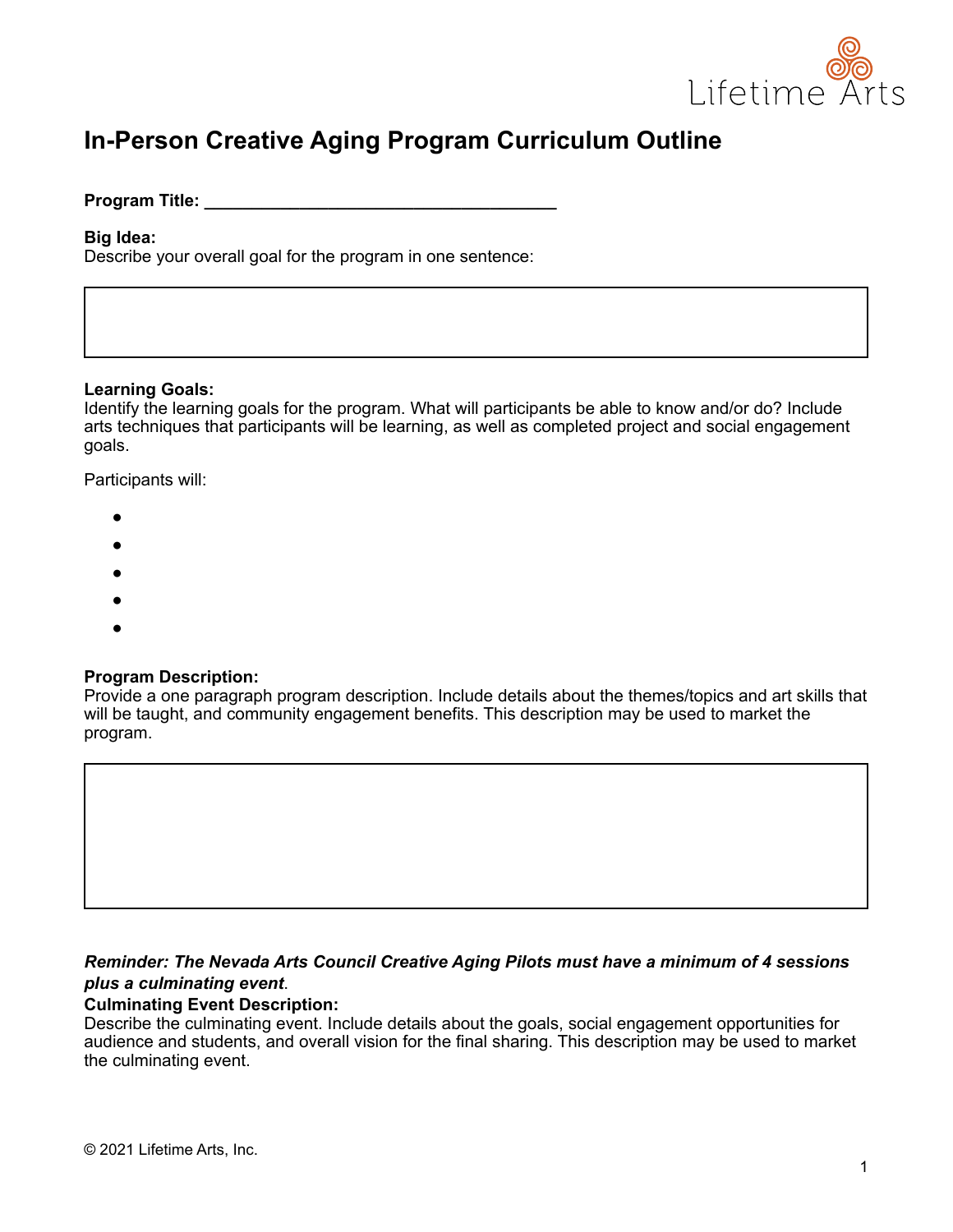# In-Person Creative Aging Program Curriculum Outline

**Program Title:** ______________________________________

**Big Idea:**
Describe your overall goal for the program in one sentence:

**Learning Goals:**
Identify the learning goals for the program. What will participants be able to know and/or do? Include arts techniques that participants will be learning, as well as completed project and social engagement goals.

Participants will:

- 
- 
- 
- 
- 

**Program Description:**
Provide a one paragraph program description. Include details about the themes/topics and art skills that will be taught, and community engagement benefits. This description may be used to market the program.

***Reminder: The Nevada Arts Council Creative Aging Pilots must have a minimum of 4 sessions plus a culminating event****.*

**Culminating Event Description:**
Describe the culminating event. Include details about the goals, social engagement opportunities for audience and students, and overall vision for the final sharing. This description may be used to market the culminating event.

© 2021 Lifetime Arts, Inc.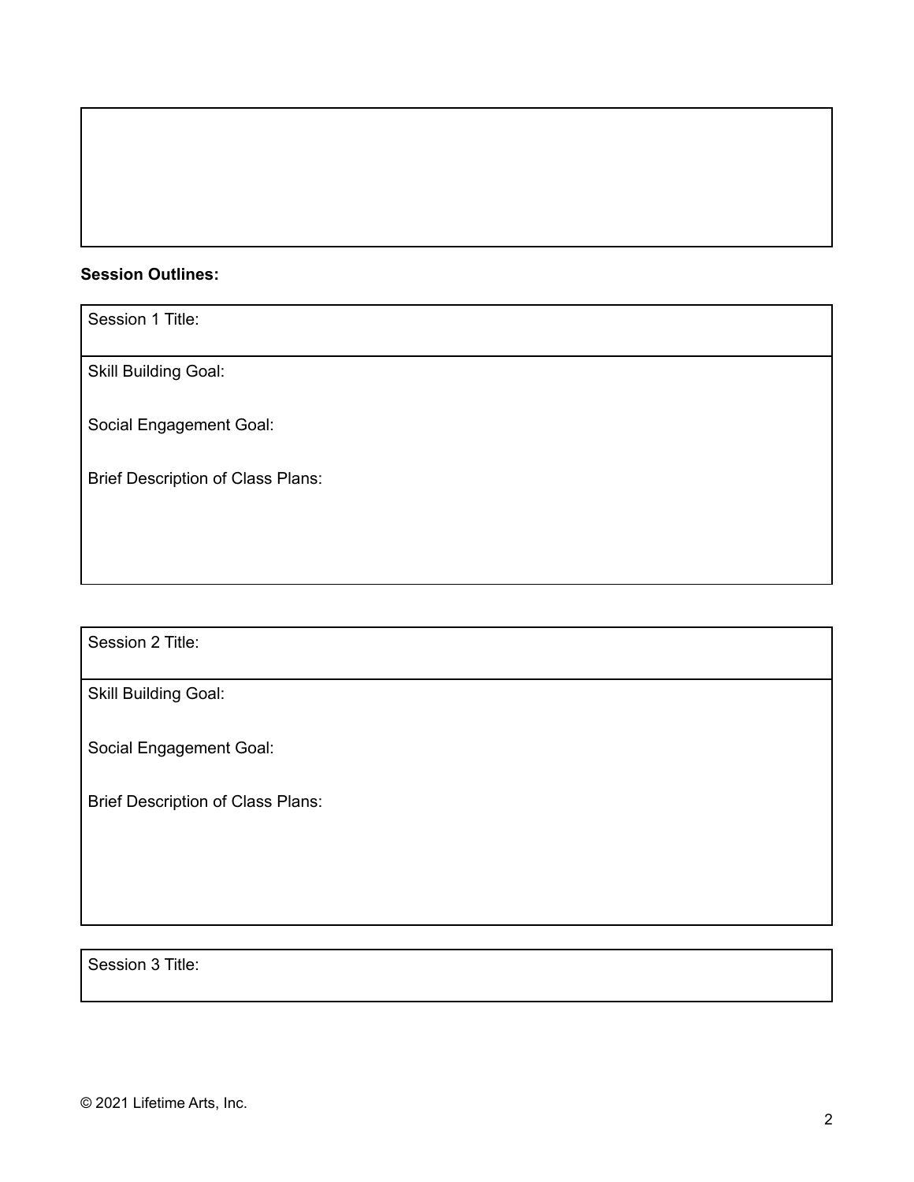**Session Outlines:**

| Session 1 Title: |
|---|
| Skill Building Goal:<br><br>Social Engagement Goal:<br><br>Brief Description of Class Plans: |

| Session 2 Title: |
|---|
| Skill Building Goal:<br><br>Social Engagement Goal:<br><br>Brief Description of Class Plans: |

| Session 3 Title: |
|---|

© 2021 Lifetime Arts, Inc.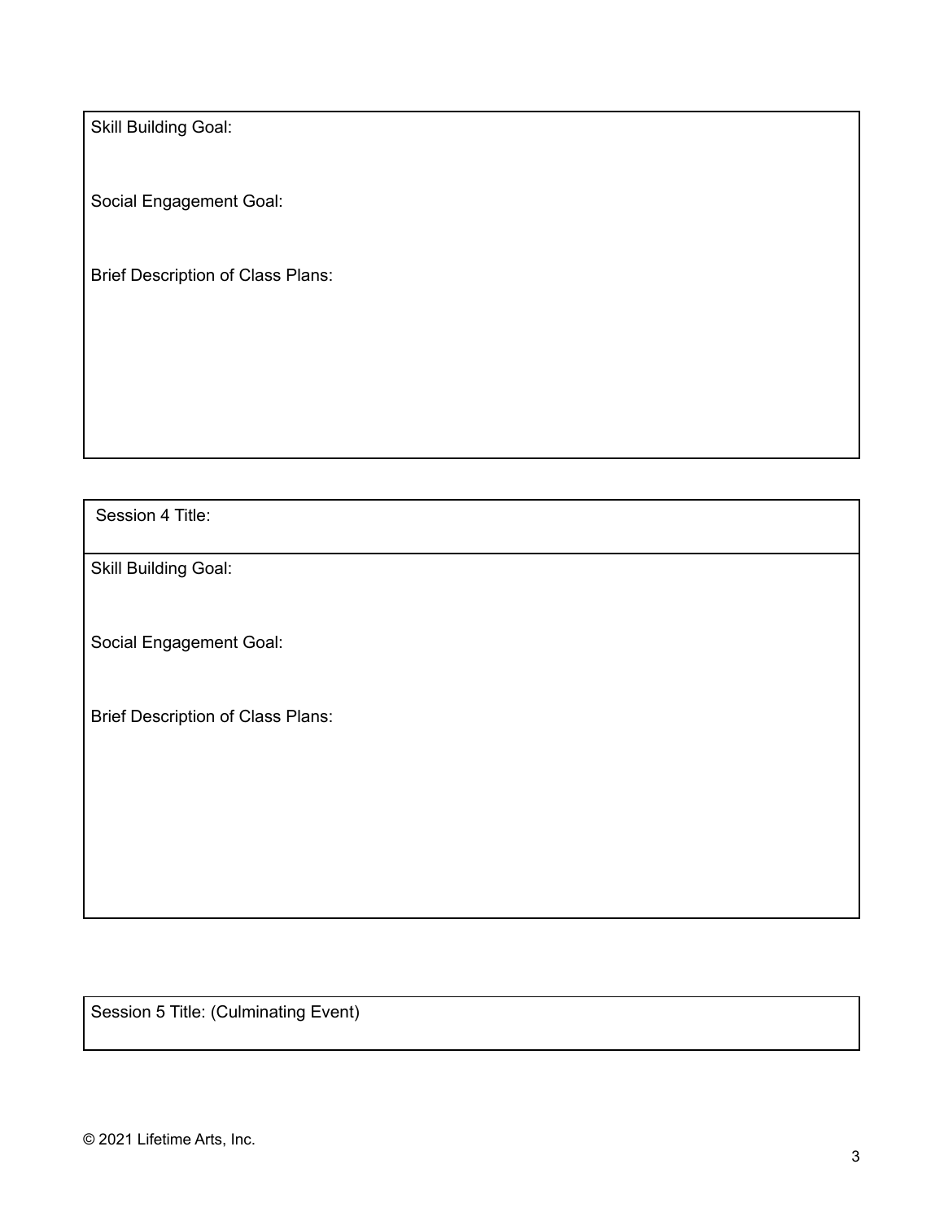Skill Building Goal:

Social Engagement Goal:

Brief Description of Class Plans:

| Session 4 Title: |
| --- |
| Skill Building Goal:<br><br>Social Engagement Goal:<br><br>Brief Description of Class Plans: |

Session 5 Title: (Culminating Event)

© 2021 Lifetime Arts, Inc.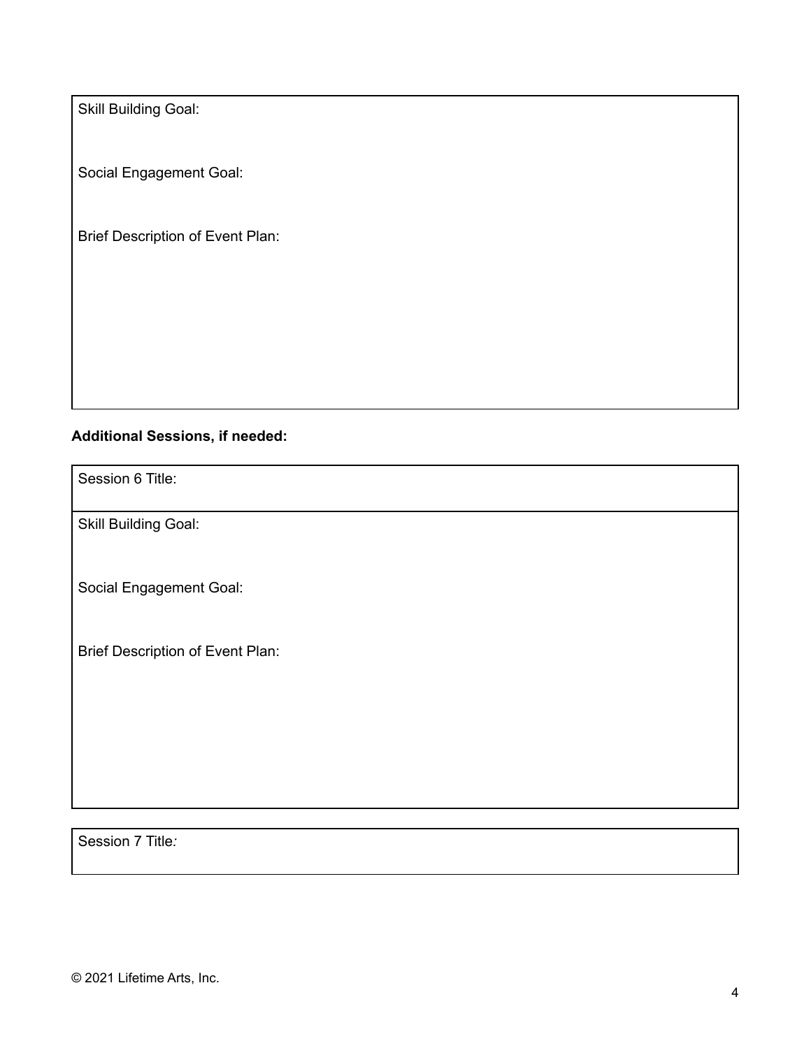Skill Building Goal:

Social Engagement Goal:

Brief Description of Event Plan:

**Additional Sessions, if needed:**

Session 6 Title:

Skill Building Goal:

Social Engagement Goal:

Brief Description of Event Plan:

Session 7 Title*:*

© 2021 Lifetime Arts, Inc.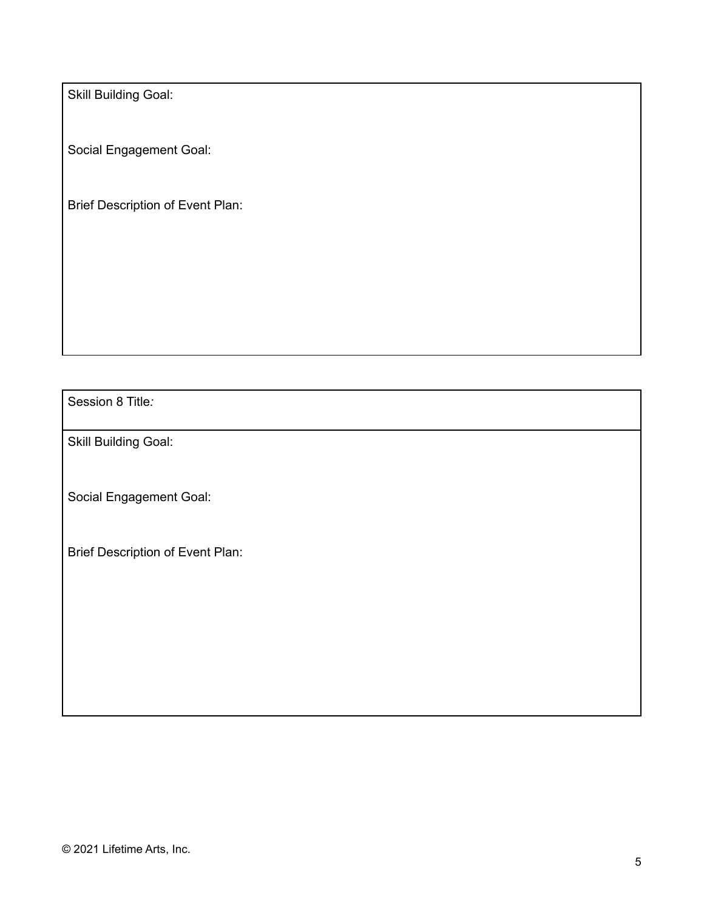Skill Building Goal:

Social Engagement Goal:

Brief Description of Event Plan:

Session 8 Title*:*

Skill Building Goal:

Social Engagement Goal:

Brief Description of Event Plan:

© 2021 Lifetime Arts, Inc.